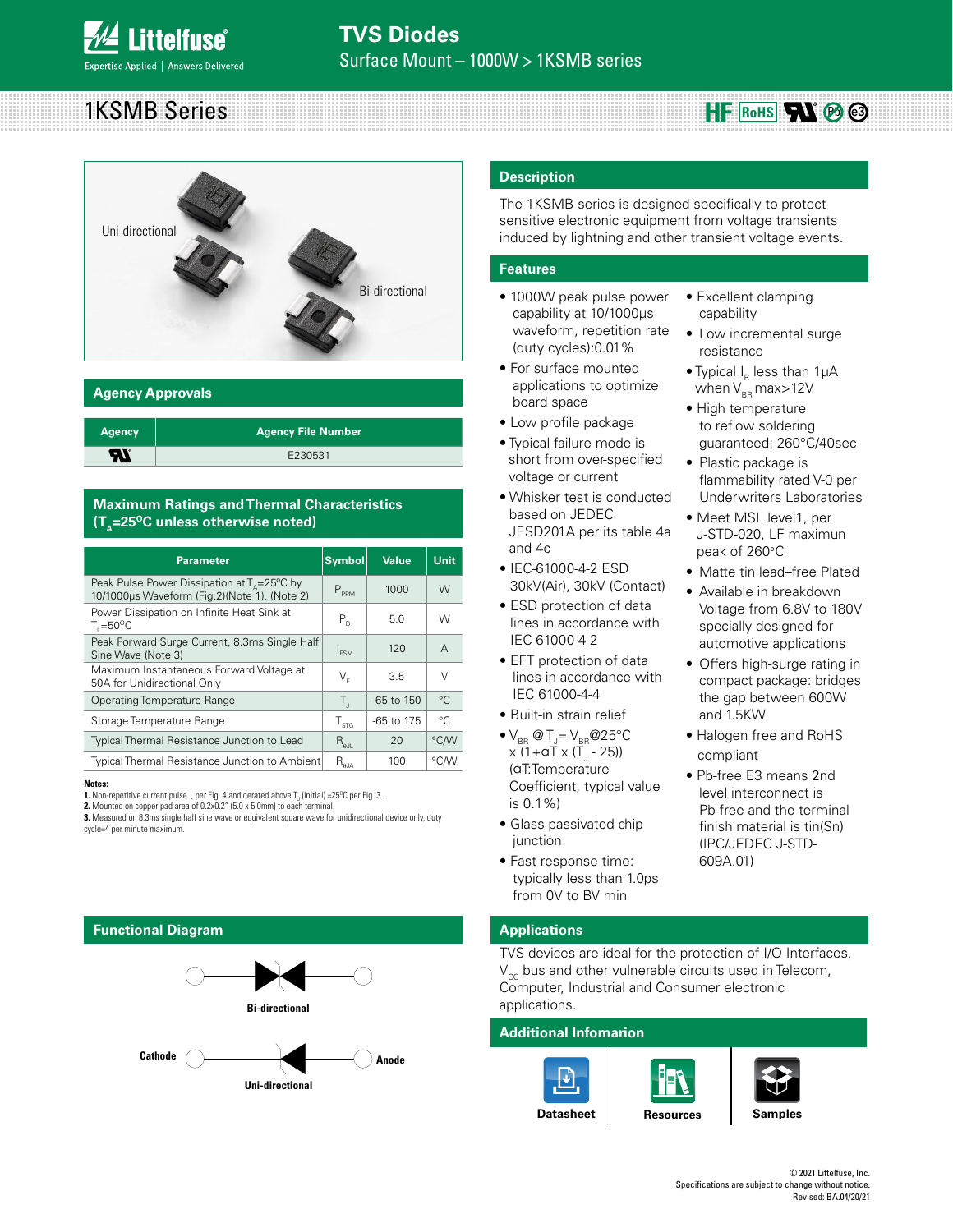# TVS Diodes

Surface Mount – 1000W > 1KSMB series

## 1KSMB Series

HF RoHS Pb e3

Uni-directional

Bi-directional

## Agency Approvals

| Agency | Agency File Number |
| --- | --- |
| UL | E230531 |

## Maximum Ratings and Thermal Characteristics ($T_A$=25°C unless otherwise noted)

| Parameter | Symbol | Value | Unit |
| --- | --- | --- | --- |
| Peak Pulse Power Dissipation at $T_A$=25°C by 10/1000μs Waveform (Fig.2)(Note 1), (Note 2) | $P_{PPM}$ | 1000 | W |
| Power Dissipation on Infinite Heat Sink at $T_L$=50°C | $P_D$ | 5.0 | W |
| Peak Forward Surge Current, 8.3ms Single Half Sine Wave (Note 3) | $I_{FSM}$ | 120 | A |
| Maximum Instantaneous Forward Voltage at 50A for Unidirectional Only | $V_F$ | 3.5 | V |
| Operating Temperature Range | $T_J$ | -65 to 150 | °C |
| Storage Temperature Range | $T_{STG}$ | -65 to 175 | °C |
| Typical Thermal Resistance Junction to Lead | $R_{\theta JL}$ | 20 | °C/W |
| Typical Thermal Resistance Junction to Ambient | $R_{\theta JA}$ | 100 | °C/W |

**Notes:**

1. Non-repetitive current pulse , per Fig. 4 and derated above $T_J$ (initial) =25°C per Fig. 3.
2. Mounted on copper pad area of 0.2x0.2" (5.0 x 5.0mm) to each terminal.
3. Measured on 8.3ms single half sine wave or equivalent square wave for unidirectional device only, duty cycle=4 per minute maximum.

## Description

The 1KSMB series is designed specifically to protect sensitive electronic equipment from voltage transients induced by lightning and other transient voltage events.

## Features

- 1000W peak pulse power capability at 10/1000μs waveform, repetition rate (duty cycles):0.01%
- For surface mounted applications to optimize board space
- Low profile package
- Typical failure mode is short from over-specified voltage or current
- Whisker test is conducted based on JEDEC JESD201A per its table 4a and 4c
- IEC-61000-4-2 ESD 30kV(Air), 30kV (Contact)
- ESD protection of data lines in accordance with IEC 61000-4-2
- EFT protection of data lines in accordance with IEC 61000-4-4
- Built-in strain relief
- $V_{BR}$ @$T_J$= $V_{BR}$@25°C x (1+αT x ($T_J$ - 25)) (αT:Temperature Coefficient, typical value is 0.1%)
- Glass passivated chip junction
- Fast response time: typically less than 1.0ps from 0V to BV min
- Excellent clamping capability
- Low incremental surge resistance
- Typical $I_R$ less than 1μA when $V_{BR}$ max>12V
- High temperature to reflow soldering guaranteed: 260°C/40sec
- Plastic package is flammability rated V-0 per Underwriters Laboratories
- Meet MSL level1, per J-STD-020, LF maximun peak of 260°C
- Matte tin lead–free Plated
- Available in breakdown Voltage from 6.8V to 180V specially designed for automotive applications
- Offers high-surge rating in compact package: bridges the gap between 600W and 1.5KW
- Halogen free and RoHS compliant
- Pb-free E3 means 2nd level interconnect is Pb-free and the terminal finish material is tin(Sn) (IPC/JEDEC J-STD-609A.01)

## Functional Diagram

Bi-directional

Cathode — Anode

Uni-directional

## Applications

TVS devices are ideal for the protection of I/O Interfaces, $V_{CC}$ bus and other vulnerable circuits used in Telecom, Computer, Industrial and Consumer electronic applications.

## Additional Infomarion

Datasheet | Resources | Samples

© 2021 Littelfuse, Inc.
Specifications are subject to change without notice.
Revised: BA.04/20/21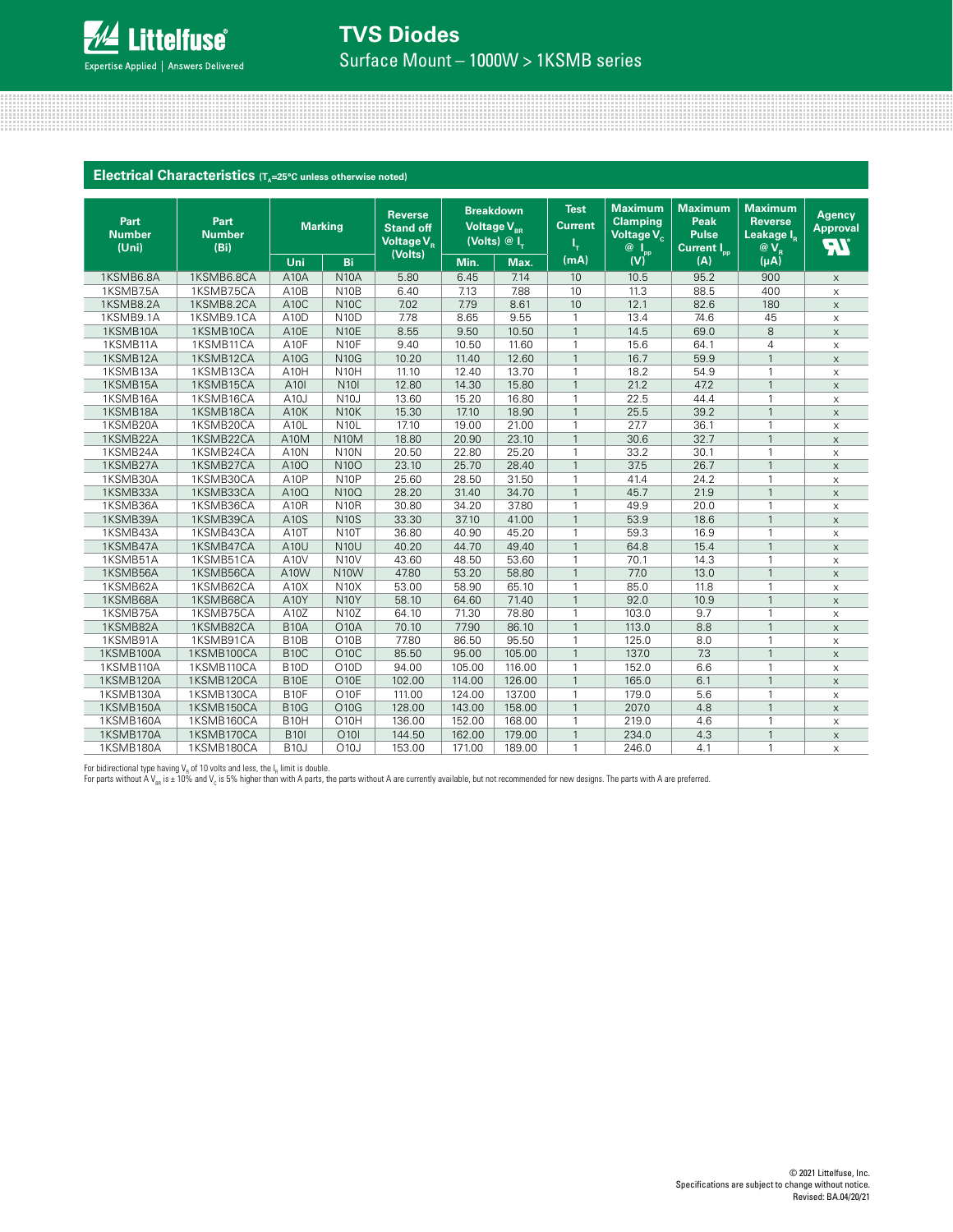## Electrical Characteristics ($T_A$=25°C unless otherwise noted)

| Part Number (Uni) | Part Number (Bi) | Marking | | Reverse Stand off Voltage $V_R$ (Volts) | Breakdown Voltage $V_{BR}$ (Volts) @ $I_T$ | | Test Current $I_T$ (mA) | Maximum Clamping Voltage $V_C$ @ $I_{pp}$ (V) | Maximum Peak Pulse Current $I_{pp}$ (A) | Maximum Reverse Leakage $I_R$ @ $V_R$ (µA) | Agency Approval |
|---|---|---|---|---|---|---|---|---|---|---|---|
| | | Uni | Bi | | Min. | Max. | | | | | |
| 1KSMB6.8A | 1KSMB6.8CA | A10A | N10A | 5.80 | 6.45 | 7.14 | 10 | 10.5 | 95.2 | 900 | x |
| 1KSMB7.5A | 1KSMB7.5CA | A10B | N10B | 6.40 | 7.13 | 7.88 | 10 | 11.3 | 88.5 | 400 | x |
| 1KSMB8.2A | 1KSMB8.2CA | A10C | N10C | 7.02 | 7.79 | 8.61 | 10 | 12.1 | 82.6 | 180 | x |
| 1KSMB9.1A | 1KSMB9.1CA | A10D | N10D | 7.78 | 8.65 | 9.55 | 1 | 13.4 | 74.6 | 45 | x |
| 1KSMB10A | 1KSMB10CA | A10E | N10E | 8.55 | 9.50 | 10.50 | 1 | 14.5 | 69.0 | 8 | x |
| 1KSMB11A | 1KSMB11CA | A10F | N10F | 9.40 | 10.50 | 11.60 | 1 | 15.6 | 64.1 | 4 | x |
| 1KSMB12A | 1KSMB12CA | A10G | N10G | 10.20 | 11.40 | 12.60 | 1 | 16.7 | 59.9 | 1 | x |
| 1KSMB13A | 1KSMB13CA | A10H | N10H | 11.10 | 12.40 | 13.70 | 1 | 18.2 | 54.9 | 1 | x |
| 1KSMB15A | 1KSMB15CA | A10I | N10I | 12.80 | 14.30 | 15.80 | 1 | 21.2 | 47.2 | 1 | x |
| 1KSMB16A | 1KSMB16CA | A10J | N10J | 13.60 | 15.20 | 16.80 | 1 | 22.5 | 44.4 | 1 | x |
| 1KSMB18A | 1KSMB18CA | A10K | N10K | 15.30 | 17.10 | 18.90 | 1 | 25.5 | 39.2 | 1 | x |
| 1KSMB20A | 1KSMB20CA | A10L | N10L | 17.10 | 19.00 | 21.00 | 1 | 27.7 | 36.1 | 1 | x |
| 1KSMB22A | 1KSMB22CA | A10M | N10M | 18.80 | 20.90 | 23.10 | 1 | 30.6 | 32.7 | 1 | x |
| 1KSMB24A | 1KSMB24CA | A10N | N10N | 20.50 | 22.80 | 25.20 | 1 | 33.2 | 30.1 | 1 | x |
| 1KSMB27A | 1KSMB27CA | A10O | N10O | 23.10 | 25.70 | 28.40 | 1 | 37.5 | 26.7 | 1 | x |
| 1KSMB30A | 1KSMB30CA | A10P | N10P | 25.60 | 28.50 | 31.50 | 1 | 41.4 | 24.2 | 1 | x |
| 1KSMB33A | 1KSMB33CA | A10Q | N10Q | 28.20 | 31.40 | 34.70 | 1 | 45.7 | 21.9 | 1 | x |
| 1KSMB36A | 1KSMB36CA | A10R | N10R | 30.80 | 34.20 | 37.80 | 1 | 49.9 | 20.0 | 1 | x |
| 1KSMB39A | 1KSMB39CA | A10S | N10S | 33.30 | 37.10 | 41.00 | 1 | 53.9 | 18.6 | 1 | x |
| 1KSMB43A | 1KSMB43CA | A10T | N10T | 36.80 | 40.90 | 45.20 | 1 | 59.3 | 16.9 | 1 | x |
| 1KSMB47A | 1KSMB47CA | A10U | N10U | 40.20 | 44.70 | 49.40 | 1 | 64.8 | 15.4 | 1 | x |
| 1KSMB51A | 1KSMB51CA | A10V | N10V | 43.60 | 48.50 | 53.60 | 1 | 70.1 | 14.3 | 1 | x |
| 1KSMB56A | 1KSMB56CA | A10W | N10W | 47.80 | 53.20 | 58.80 | 1 | 77.0 | 13.0 | 1 | x |
| 1KSMB62A | 1KSMB62CA | A10X | N10X | 53.00 | 58.90 | 65.10 | 1 | 85.0 | 11.8 | 1 | x |
| 1KSMB68A | 1KSMB68CA | A10Y | N10Y | 58.10 | 64.60 | 71.40 | 1 | 92.0 | 10.9 | 1 | x |
| 1KSMB75A | 1KSMB75CA | A10Z | N10Z | 64.10 | 71.30 | 78.80 | 1 | 103.0 | 9.7 | 1 | x |
| 1KSMB82A | 1KSMB82CA | B10A | O10A | 70.10 | 77.90 | 86.10 | 1 | 113.0 | 8.8 | 1 | x |
| 1KSMB91A | 1KSMB91CA | B10B | O10B | 77.80 | 86.50 | 95.50 | 1 | 125.0 | 8.0 | 1 | x |
| 1KSMB100A | 1KSMB100CA | B10C | O10C | 85.50 | 95.00 | 105.00 | 1 | 137.0 | 7.3 | 1 | x |
| 1KSMB110A | 1KSMB110CA | B10D | O10D | 94.00 | 105.00 | 116.00 | 1 | 152.0 | 6.6 | 1 | x |
| 1KSMB120A | 1KSMB120CA | B10E | O10E | 102.00 | 114.00 | 126.00 | 1 | 165.0 | 6.1 | 1 | x |
| 1KSMB130A | 1KSMB130CA | B10F | O10F | 111.00 | 124.00 | 137.00 | 1 | 179.0 | 5.6 | 1 | x |
| 1KSMB150A | 1KSMB150CA | B10G | O10G | 128.00 | 143.00 | 158.00 | 1 | 207.0 | 4.8 | 1 | x |
| 1KSMB160A | 1KSMB160CA | B10H | O10H | 136.00 | 152.00 | 168.00 | 1 | 219.0 | 4.6 | 1 | x |
| 1KSMB170A | 1KSMB170CA | B10I | O10I | 144.50 | 162.00 | 179.00 | 1 | 234.0 | 4.3 | 1 | x |
| 1KSMB180A | 1KSMB180CA | B10J | O10J | 153.00 | 171.00 | 189.00 | 1 | 246.0 | 4.1 | 1 | x |

For bidirectional type having $V_R$ of 10 volts and less, the $I_R$ limit is double.
For parts without A $V_{BR}$ is ± 10% and $V_C$ is 5% higher than with A parts, the parts without A are currently available, but not recommended for new designs. The parts with A are preferred.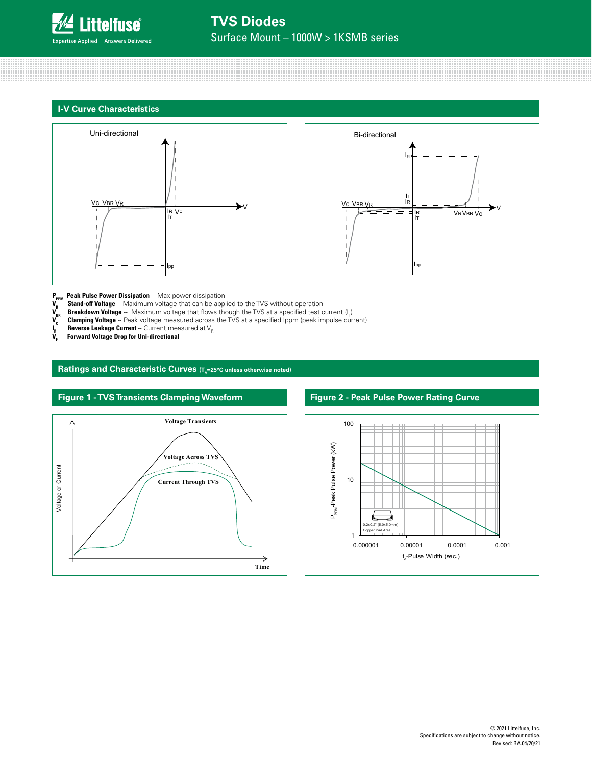## I-V Curve Characteristics

$P_{PPM}$ **Peak Pulse Power Dissipation** -- Max power dissipation

$V_R$ **Stand-off Voltage** -- Maximum voltage that can be applied to the TVS without operation

$V_{BR}$ **Breakdown Voltage** -- Maximum voltage that flows though the TVS at a specified test current ($I_T$)

$V_C$ **Clamping Voltage** -- Peak voltage measured across the TVS at a specified Ippm (peak impulse current)

$I_R$ **Reverse Leakage Current** -- Current measured at $V_R$

$V_F$ **Forward Voltage Drop for Uni-directional**

## Ratings and Characteristic Curves ($T_A$=25°C unless otherwise noted)

### Figure 1 - TVS Transients Clamping Waveform

### Figure 2 - Peak Pulse Power Rating Curve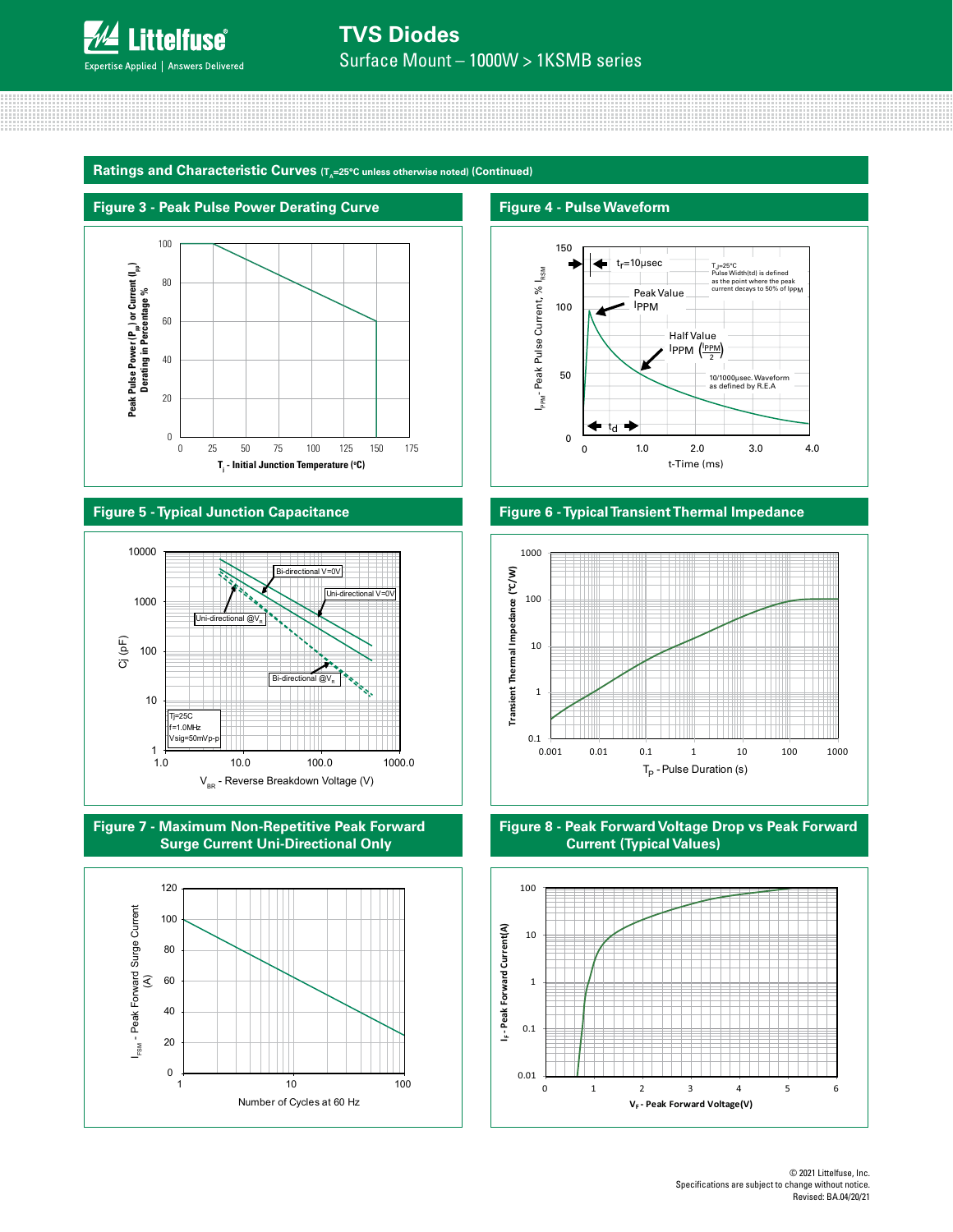## Ratings and Characteristic Curves ($T_A$=25°C unless otherwise noted) (Continued)

### Figure 3 - Peak Pulse Power Derating Curve

Peak Pulse Power ($P_{pp}$) or Current ($I_{pp}$) Derating in Percentage %

$T_J$ - Initial Junction Temperature (°C)

### Figure 4 - Pulse Waveform

$t_r$=10μsec

$T_J$=25°C
Pulse Width(td) is defined as the point where the peak current decays to 50% of $I_{PPM}$

Peak Value $I_{PPM}$

Half Value $I_{PPM}$ $\left(\frac{I_{PPM}}{2}\right)$

10/1000μsec. Waveform as defined by R.E.A

$t_d$

$I_{PPM}$ - Peak Pulse Current, % $I_{RSM}$

t-Time (ms)

### Figure 5 - Typical Junction Capacitance

Bi-directional V=0V

Uni-directional V=0V

Uni-directional @$V_R$

Bi-directional @$V_R$

Tj=25C
f=1.0MHz
Vsig=50mVp-p

Cj (pF)

$V_{BR}$ - Reverse Breakdown Voltage (V)

### Figure 6 - Typical Transient Thermal Impedance

Transient Thermal Impedance (°C/W)

$T_P$ - Pulse Duration (s)

### Figure 7 - Maximum Non-Repetitive Peak Forward Surge Current Uni-Directional Only

$I_{FSM}$ - Peak Forward Surge Current (A)

Number of Cycles at 60 Hz

### Figure 8 - Peak Forward Voltage Drop vs Peak Forward Current (Typical Values)

$I_F$ - Peak Forward Current(A)

$V_F$ - Peak Forward Voltage(V)

© 2021 Littelfuse, Inc.
Specifications are subject to change without notice.
Revised: BA.04/20/21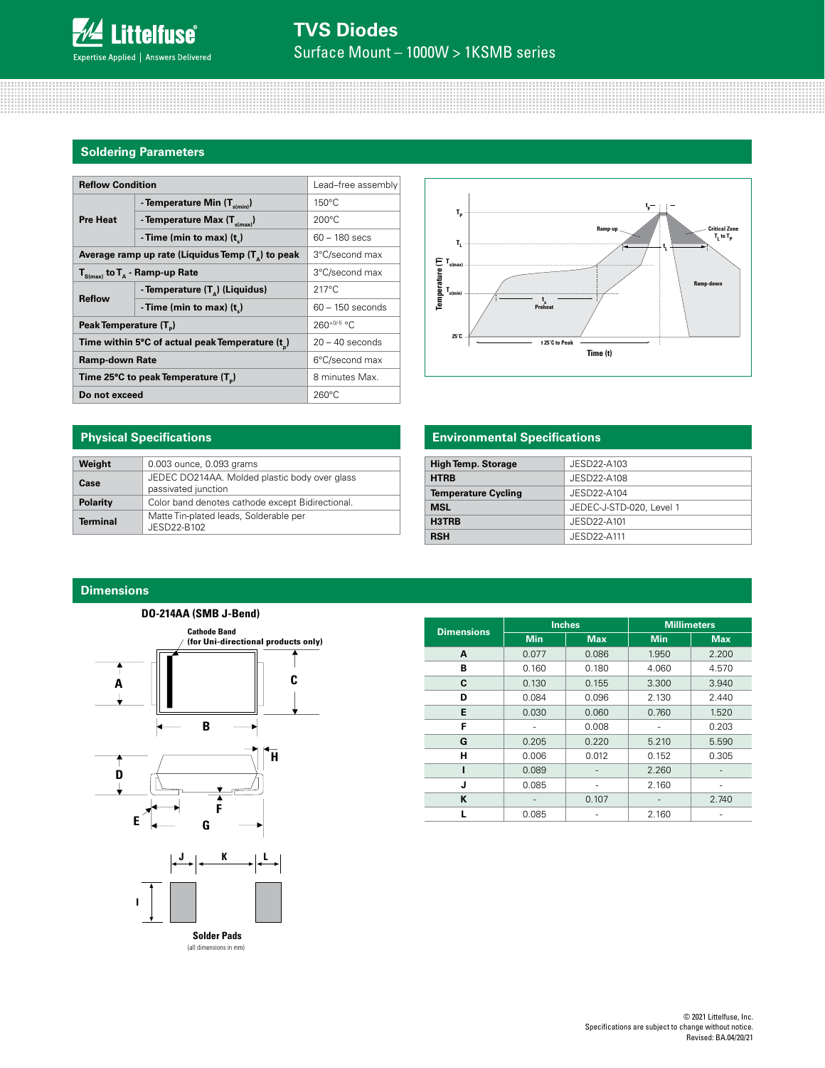## Soldering Parameters

| Reflow Condition | | Lead–free assembly |
|---|---|---|
| Pre Heat | - Temperature Min ($T_{s(min)}$) | 150°C |
| | - Temperature Max ($T_{s(max)}$) | 200°C |
| | - Time (min to max) ($t_s$) | 60 – 180 secs |
| Average ramp up rate (Liquidus Temp ($T_A$) to peak | | 3°C/second max |
| $T_{S(max)}$ to $T_A$ - Ramp-up Rate | | 3°C/second max |
| Reflow | - Temperature ($T_A$) (Liquidus) | 217°C |
| | - Time (min to max) ($t_s$) | 60 – 150 seconds |
| Peak Temperature ($T_P$) | | $260^{+0/-5}$ °C |
| Time within 5°C of actual peak Temperature ($t_p$) | | 20 – 40 seconds |
| Ramp-down Rate | | 6°C/second max |
| Time 25°C to peak Temperature ($T_P$) | | 8 minutes Max. |
| Do not exceed | | 260°C |

## Physical Specifications

| | |
|---|---|
| **Weight** | 0.003 ounce, 0.093 grams |
| **Case** | JEDEC DO214AA. Molded plastic body over glass passivated junction |
| **Polarity** | Color band denotes cathode except Bidirectional. |
| **Terminal** | Matte Tin-plated leads, Solderable per JESD22-B102 |

## Environmental Specifications

| | |
|---|---|
| **High Temp. Storage** | JESD22-A103 |
| **HTRB** | JESD22-A108 |
| **Temperature Cycling** | JESD22-A104 |
| **MSL** | JEDEC-J-STD-020, Level 1 |
| **H3TRB** | JESD22-A101 |
| **RSH** | JESD22-A111 |

## Dimensions

**DO-214AA (SMB J-Bend)**

Cathode Band (for Uni-directional products only)

Solder Pads

(all dimensions in mm)

| Dimensions | Inches | | Millimeters | |
|---|---|---|---|---|
| | Min | Max | Min | Max |
| A | 0.077 | 0.086 | 1.950 | 2.200 |
| B | 0.160 | 0.180 | 4.060 | 4.570 |
| C | 0.130 | 0.155 | 3.300 | 3.940 |
| D | 0.084 | 0.096 | 2.130 | 2.440 |
| E | 0.030 | 0.060 | 0.760 | 1.520 |
| F | - | 0.008 | - | 0.203 |
| G | 0.205 | 0.220 | 5.210 | 5.590 |
| H | 0.006 | 0.012 | 0.152 | 0.305 |
| I | 0.089 | - | 2.260 | - |
| J | 0.085 | - | 2.160 | - |
| K | - | 0.107 | - | 2.740 |
| L | 0.085 | - | 2.160 | - |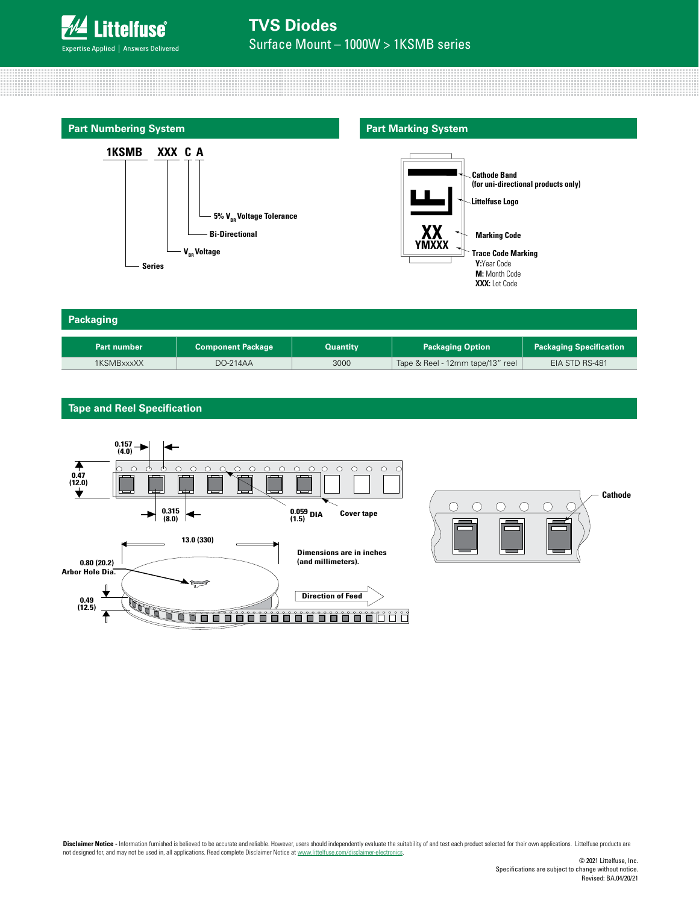## Part Numbering System

1KSMB XXX C A

- 5% $V_{BR}$ Voltage Tolerance
- Bi-Directional
- $V_{BR}$ Voltage
- Series

## Part Marking System

- Cathode Band (for uni-directional products only)
- Littelfuse Logo
- Marking Code
- Trace Code Marking
  - **Y:** Year Code
  - **M:** Month Code
  - **XXX:** Lot Code

XX
YMXXX

## Packaging

| Part number | Component Package | Quantity | Packaging Option | Packaging Specification |
|---|---|---|---|---|
| 1KSMBxxxXX | DO-214AA | 3000 | Tape & Reel - 12mm tape/13" reel | EIA STD RS-481 |

## Tape and Reel Specification

0.157 (4.0)
0.47 (12.0)
0.315 (8.0)
0.059 (1.5) DIA
Cover tape
13.0 (330)
0.80 (20.2) Arbor Hole Dia.
0.49 (12.5)
Dimensions are in inches (and millimeters).
Direction of Feed
Cathode

**Disclaimer Notice** - Information furnished is believed to be accurate and reliable. However, users should independently evaluate the suitability of and test each product selected for their own applications. Littelfuse products are not designed for, and may not be used in, all applications. Read complete Disclaimer Notice at www.littelfuse.com/disclaimer-electronics.

© 2021 Littelfuse, Inc.
Specifications are subject to change without notice.
Revised: BA.04/20/21